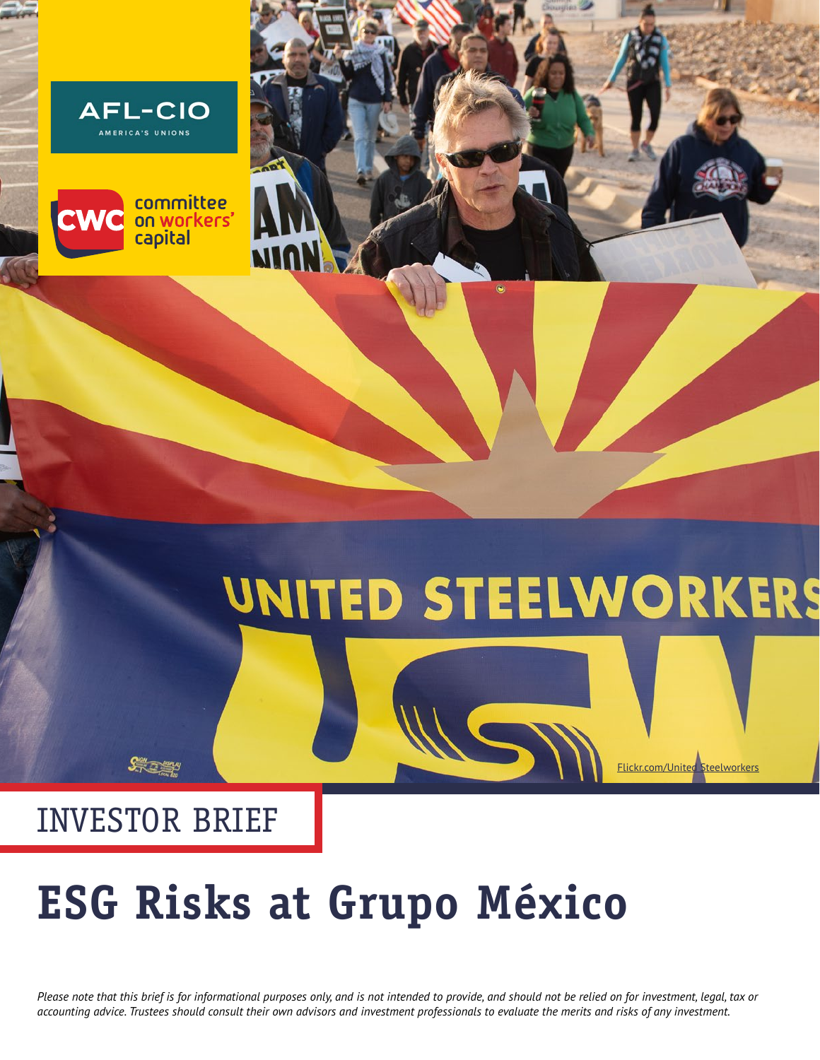AFL-CIO

AMERICA'S UNIONS

committee on workers' capital

Flickr.com/United Steelworkers

INVESTOR BRIEF

# ESG Risks at Grupo México

*Please note that this brief is for informational purposes only, and is not intended to provide, and should not be relied on for investment, legal, tax or accounting advice. Trustees should consult their own advisors and investment professionals to evaluate the merits and risks of any investment.*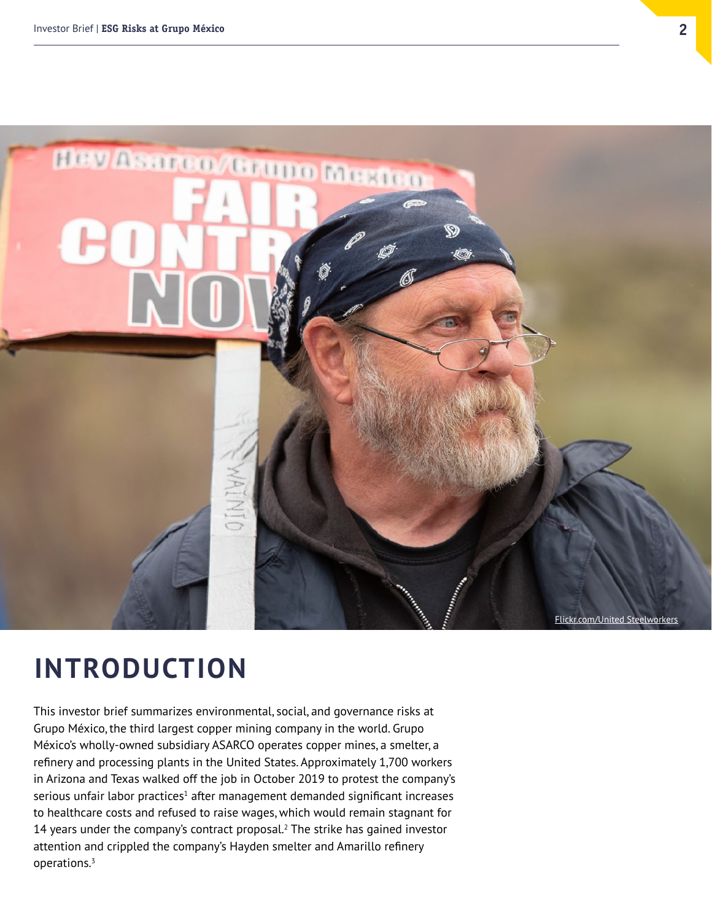Flickr.com/United Steelworkers

# INTRODUCTION

This investor brief summarizes environmental, social, and governance risks at Grupo México, the third largest copper mining company in the world. Grupo México's wholly-owned subsidiary ASARCO operates copper mines, a smelter, a refinery and processing plants in the United States. Approximately 1,700 workers in Arizona and Texas walked off the job in October 2019 to protest the company's serious unfair labor practices[1] after management demanded significant increases to healthcare costs and refused to raise wages, which would remain stagnant for 14 years under the company's contract proposal.[2] The strike has gained investor attention and crippled the company's Hayden smelter and Amarillo refinery operations.[3]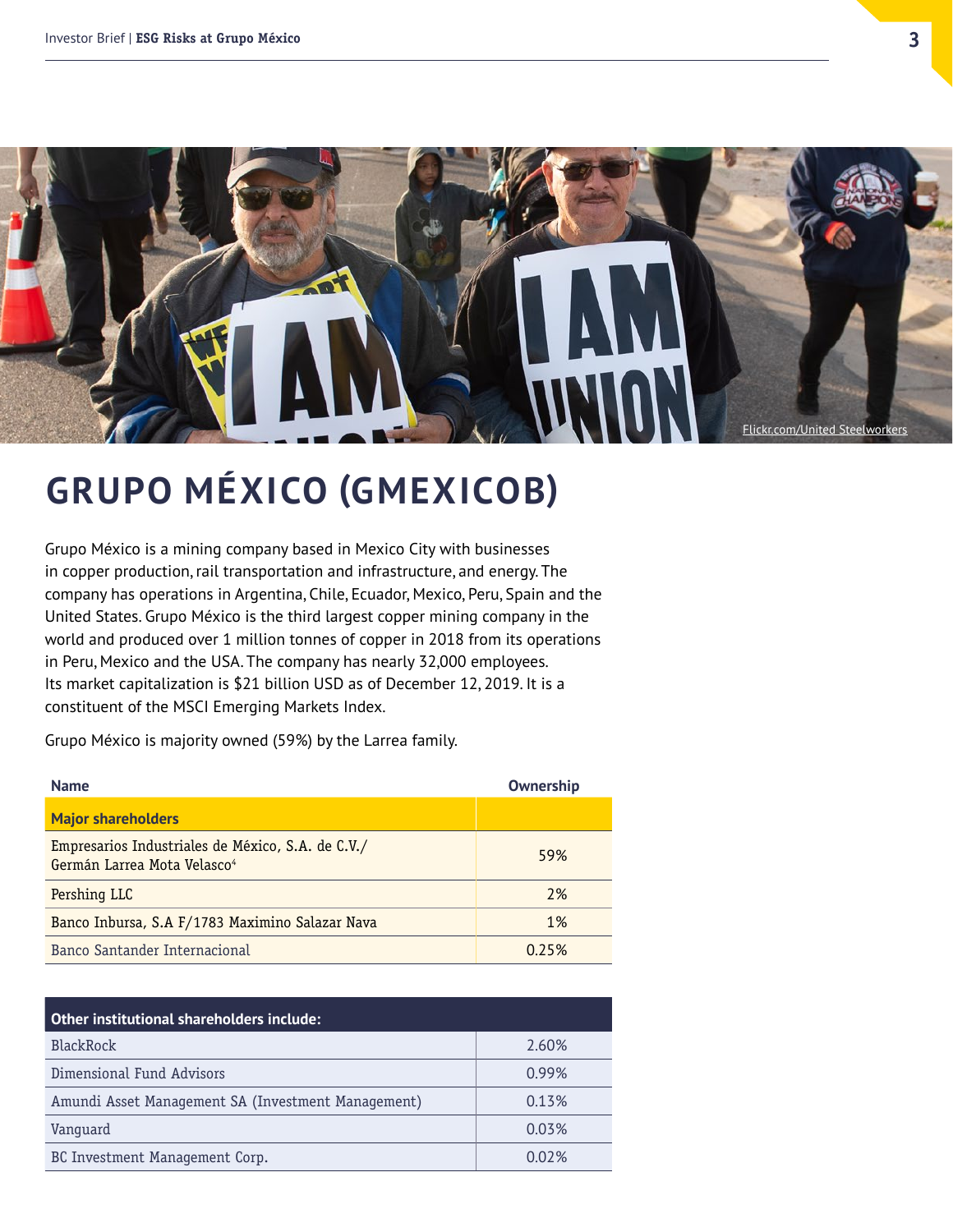Flickr.com/United Steelworkers

# GRUPO MÉXICO (GMEXICOB)

Grupo México is a mining company based in Mexico City with businesses in copper production, rail transportation and infrastructure, and energy. The company has operations in Argentina, Chile, Ecuador, Mexico, Peru, Spain and the United States. Grupo México is the third largest copper mining company in the world and produced over 1 million tonnes of copper in 2018 from its operations in Peru, Mexico and the USA. The company has nearly 32,000 employees. Its market capitalization is $21 billion USD as of December 12, 2019. It is a constituent of the MSCI Emerging Markets Index.

Grupo México is majority owned (59%) by the Larrea family.

| Name | Ownership |
|---|---|
| **Major shareholders** | |
| Empresarios Industriales de México, S.A. de C.V./ Germán Larrea Mota Velasco[4] | 59% |
| Pershing LLC | 2% |
| Banco Inbursa, S.A F/1783 Maximino Salazar Nava | 1% |
| Banco Santander Internacional | 0.25% |

| Other institutional shareholders include: | |
|---|---|
| BlackRock | 2.60% |
| Dimensional Fund Advisors | 0.99% |
| Amundi Asset Management SA (Investment Management) | 0.13% |
| Vanguard | 0.03% |
| BC Investment Management Corp. | 0.02% |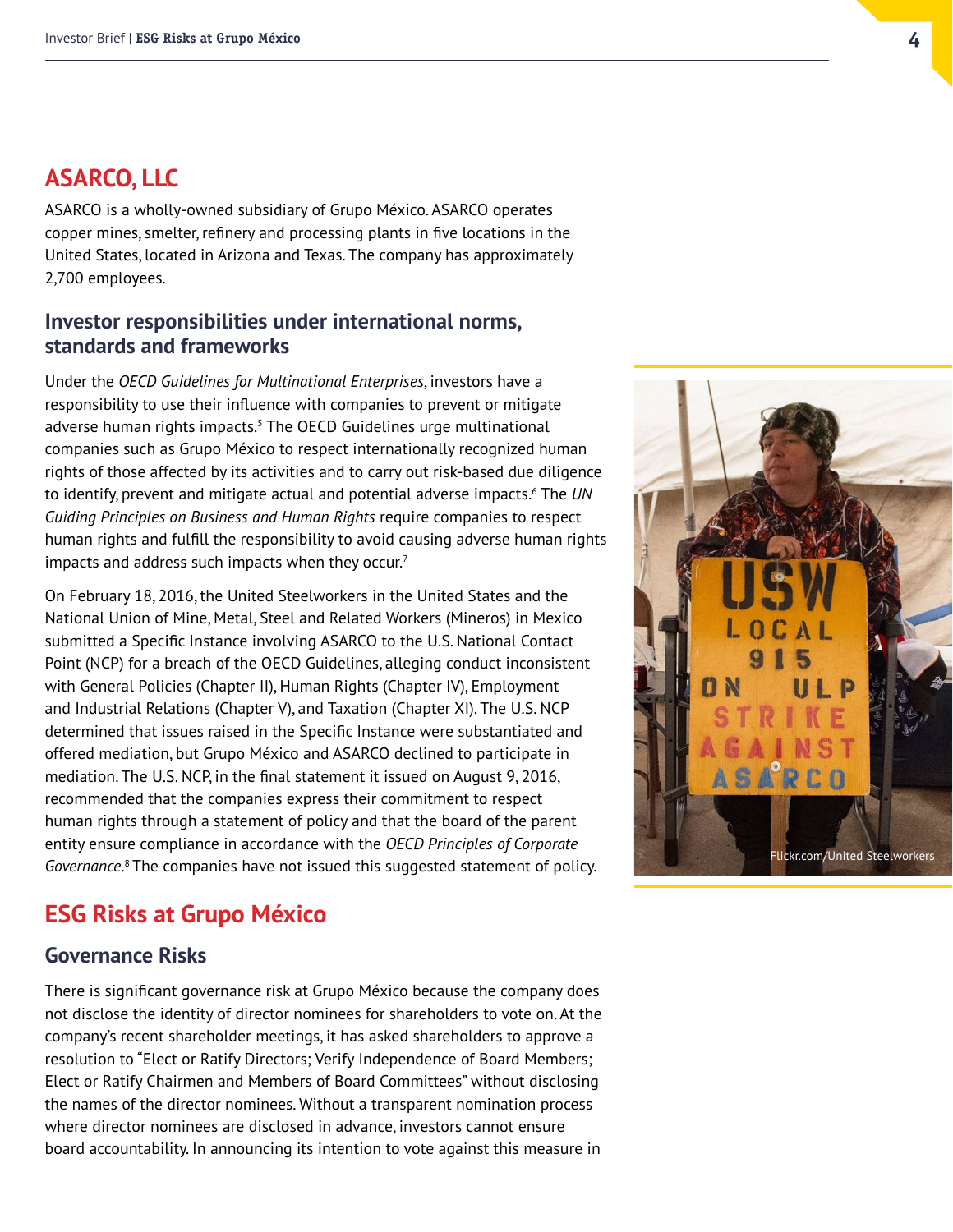## ASARCO, LLC

ASARCO is a wholly-owned subsidiary of Grupo México. ASARCO operates copper mines, smelter, refinery and processing plants in five locations in the United States, located in Arizona and Texas. The company has approximately 2,700 employees.

### Investor responsibilities under international norms, standards and frameworks

Under the *OECD Guidelines for Multinational Enterprises*, investors have a responsibility to use their influence with companies to prevent or mitigate adverse human rights impacts.[5] The OECD Guidelines urge multinational companies such as Grupo México to respect internationally recognized human rights of those affected by its activities and to carry out risk-based due diligence to identify, prevent and mitigate actual and potential adverse impacts.[6] The *UN Guiding Principles on Business and Human Rights* require companies to respect human rights and fulfill the responsibility to avoid causing adverse human rights impacts and address such impacts when they occur.[7]

On February 18, 2016, the United Steelworkers in the United States and the National Union of Mine, Metal, Steel and Related Workers (Mineros) in Mexico submitted a Specific Instance involving ASARCO to the U.S. National Contact Point (NCP) for a breach of the OECD Guidelines, alleging conduct inconsistent with General Policies (Chapter II), Human Rights (Chapter IV), Employment and Industrial Relations (Chapter V), and Taxation (Chapter XI). The U.S. NCP determined that issues raised in the Specific Instance were substantiated and offered mediation, but Grupo México and ASARCO declined to participate in mediation. The U.S. NCP, in the final statement it issued on August 9, 2016, recommended that the companies express their commitment to respect human rights through a statement of policy and that the board of the parent entity ensure compliance in accordance with the *OECD Principles of Corporate Governance*.[8] The companies have not issued this suggested statement of policy.

Flickr.com/United Steelworkers

## ESG Risks at Grupo México

### Governance Risks

There is significant governance risk at Grupo México because the company does not disclose the identity of director nominees for shareholders to vote on. At the company's recent shareholder meetings, it has asked shareholders to approve a resolution to "Elect or Ratify Directors; Verify Independence of Board Members; Elect or Ratify Chairmen and Members of Board Committees" without disclosing the names of the director nominees. Without a transparent nomination process where director nominees are disclosed in advance, investors cannot ensure board accountability. In announcing its intention to vote against this measure in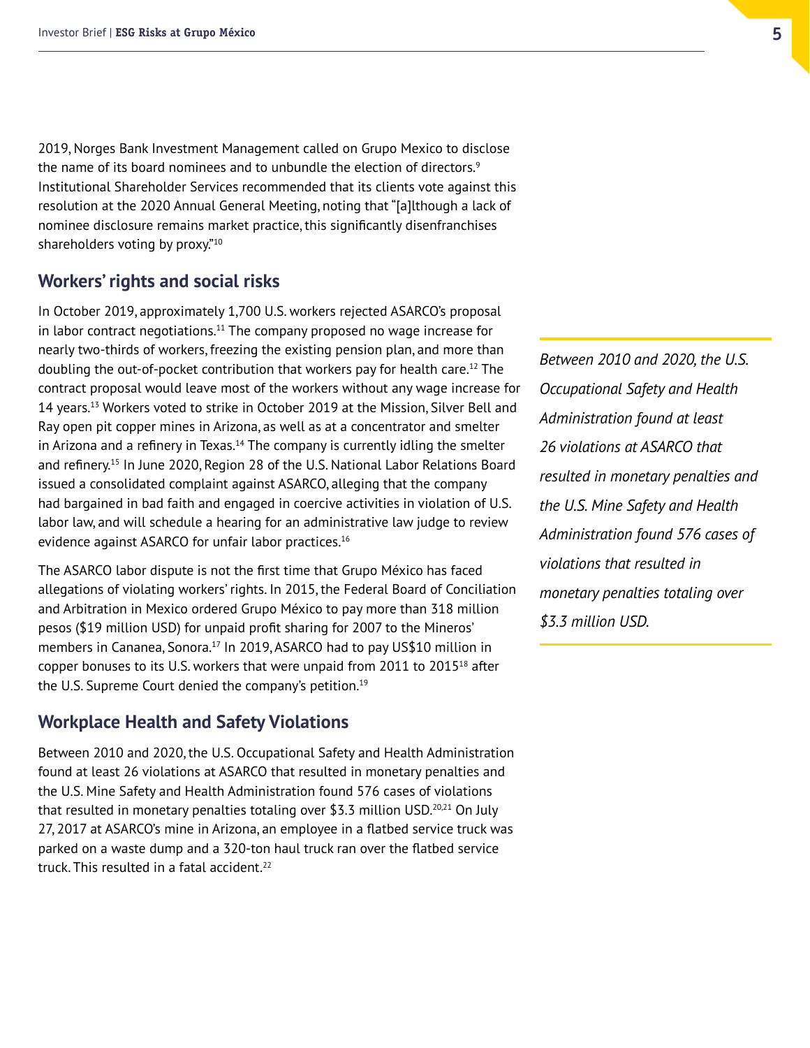2019, Norges Bank Investment Management called on Grupo Mexico to disclose the name of its board nominees and to unbundle the election of directors.[9] Institutional Shareholder Services recommended that its clients vote against this resolution at the 2020 Annual General Meeting, noting that "[a]lthough a lack of nominee disclosure remains market practice, this significantly disenfranchises shareholders voting by proxy."[10]

## Workers' rights and social risks

In October 2019, approximately 1,700 U.S. workers rejected ASARCO's proposal in labor contract negotiations.[11] The company proposed no wage increase for nearly two-thirds of workers, freezing the existing pension plan, and more than doubling the out-of-pocket contribution that workers pay for health care.[12] The contract proposal would leave most of the workers without any wage increase for 14 years.[13] Workers voted to strike in October 2019 at the Mission, Silver Bell and Ray open pit copper mines in Arizona, as well as at a concentrator and smelter in Arizona and a refinery in Texas.[14] The company is currently idling the smelter and refinery.[15] In June 2020, Region 28 of the U.S. National Labor Relations Board issued a consolidated complaint against ASARCO, alleging that the company had bargained in bad faith and engaged in coercive activities in violation of U.S. labor law, and will schedule a hearing for an administrative law judge to review evidence against ASARCO for unfair labor practices.[16]

The ASARCO labor dispute is not the first time that Grupo México has faced allegations of violating workers' rights. In 2015, the Federal Board of Conciliation and Arbitration in Mexico ordered Grupo México to pay more than 318 million pesos ($19 million USD) for unpaid profit sharing for 2007 to the Mineros' members in Cananea, Sonora.[17] In 2019, ASARCO had to pay US$10 million in copper bonuses to its U.S. workers that were unpaid from 2011 to 2015[18] after the U.S. Supreme Court denied the company's petition.[19]

> *Between 2010 and 2020, the U.S. Occupational Safety and Health Administration found at least 26 violations at ASARCO that resulted in monetary penalties and the U.S. Mine Safety and Health Administration found 576 cases of violations that resulted in monetary penalties totaling over $3.3 million USD.*

## Workplace Health and Safety Violations

Between 2010 and 2020, the U.S. Occupational Safety and Health Administration found at least 26 violations at ASARCO that resulted in monetary penalties and the U.S. Mine Safety and Health Administration found 576 cases of violations that resulted in monetary penalties totaling over $3.3 million USD.[20,21] On July 27, 2017 at ASARCO's mine in Arizona, an employee in a flatbed service truck was parked on a waste dump and a 320-ton haul truck ran over the flatbed service truck. This resulted in a fatal accident.[22]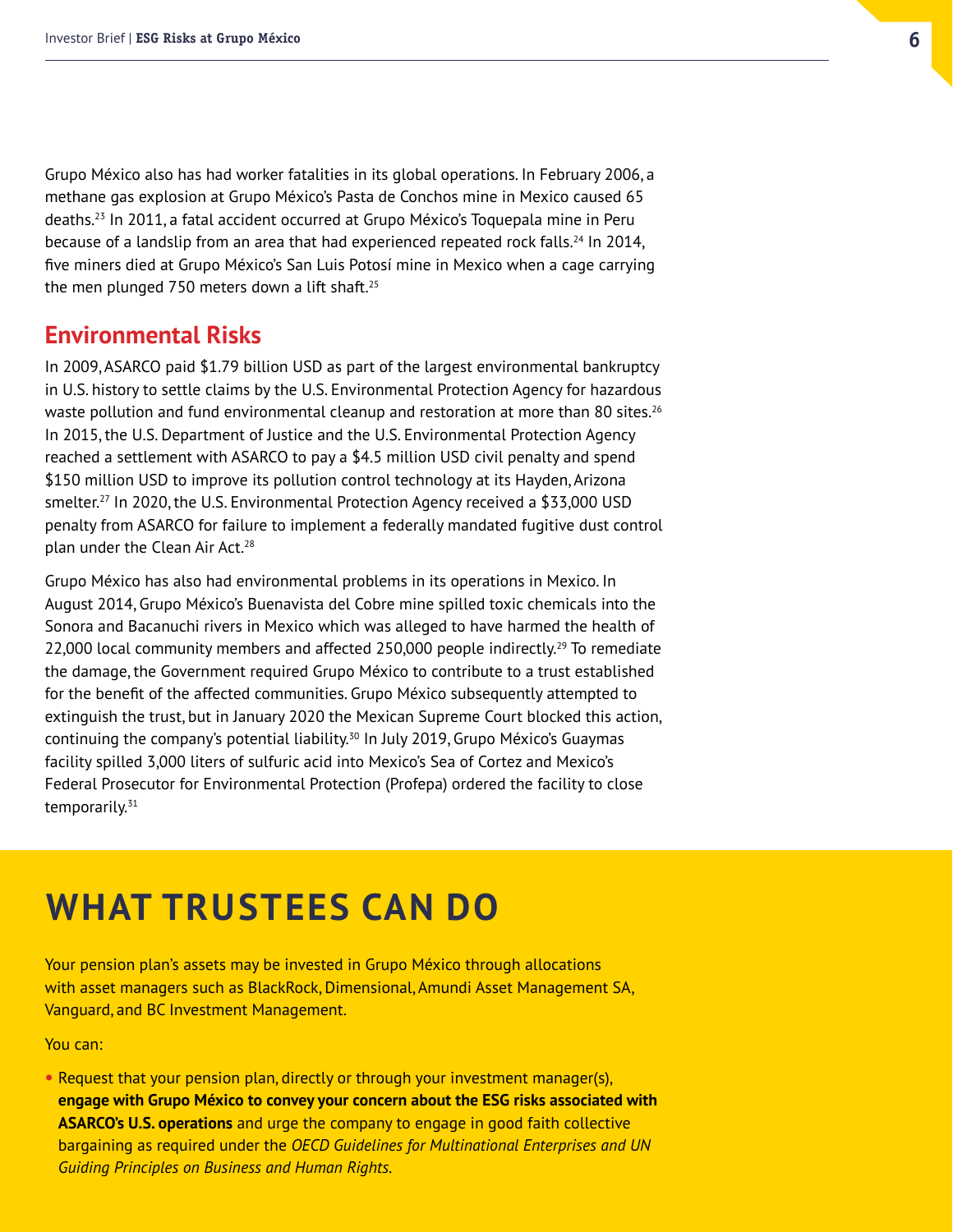Grupo México also has had worker fatalities in its global operations. In February 2006, a methane gas explosion at Grupo México's Pasta de Conchos mine in Mexico caused 65 deaths.[23] In 2011, a fatal accident occurred at Grupo México's Toquepala mine in Peru because of a landslip from an area that had experienced repeated rock falls.[24] In 2014, five miners died at Grupo México's San Luis Potosí mine in Mexico when a cage carrying the men plunged 750 meters down a lift shaft.[25]

## Environmental Risks

In 2009, ASARCO paid $1.79 billion USD as part of the largest environmental bankruptcy in U.S. history to settle claims by the U.S. Environmental Protection Agency for hazardous waste pollution and fund environmental cleanup and restoration at more than 80 sites.[26] In 2015, the U.S. Department of Justice and the U.S. Environmental Protection Agency reached a settlement with ASARCO to pay a $4.5 million USD civil penalty and spend $150 million USD to improve its pollution control technology at its Hayden, Arizona smelter.[27] In 2020, the U.S. Environmental Protection Agency received a $33,000 USD penalty from ASARCO for failure to implement a federally mandated fugitive dust control plan under the Clean Air Act.[28]

Grupo México has also had environmental problems in its operations in Mexico. In August 2014, Grupo México's Buenavista del Cobre mine spilled toxic chemicals into the Sonora and Bacanuchi rivers in Mexico which was alleged to have harmed the health of 22,000 local community members and affected 250,000 people indirectly.[29] To remediate the damage, the Government required Grupo México to contribute to a trust established for the benefit of the affected communities. Grupo México subsequently attempted to extinguish the trust, but in January 2020 the Mexican Supreme Court blocked this action, continuing the company's potential liability.[30] In July 2019, Grupo México's Guaymas facility spilled 3,000 liters of sulfuric acid into Mexico's Sea of Cortez and Mexico's Federal Prosecutor for Environmental Protection (Profepa) ordered the facility to close temporarily.[31]

# WHAT TRUSTEES CAN DO

Your pension plan's assets may be invested in Grupo México through allocations with asset managers such as BlackRock, Dimensional, Amundi Asset Management SA, Vanguard, and BC Investment Management.

You can:

- Request that your pension plan, directly or through your investment manager(s), **engage with Grupo México to convey your concern about the ESG risks associated with ASARCO's U.S. operations** and urge the company to engage in good faith collective bargaining as required under the *OECD Guidelines for Multinational Enterprises and UN Guiding Principles on Business and Human Rights*.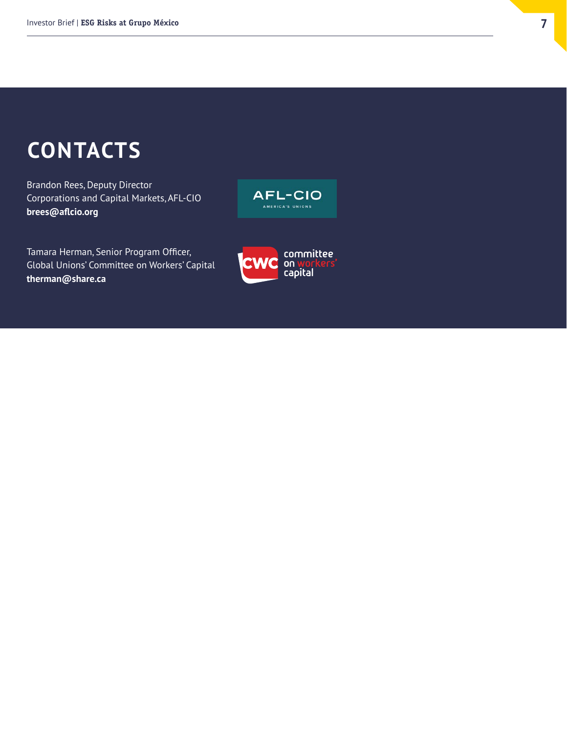# CONTACTS

Brandon Rees, Deputy Director
Corporations and Capital Markets, AFL-CIO
**brees@aflcio.org**

Tamara Herman, Senior Program Officer,
Global Unions' Committee on Workers' Capital
**therman@share.ca**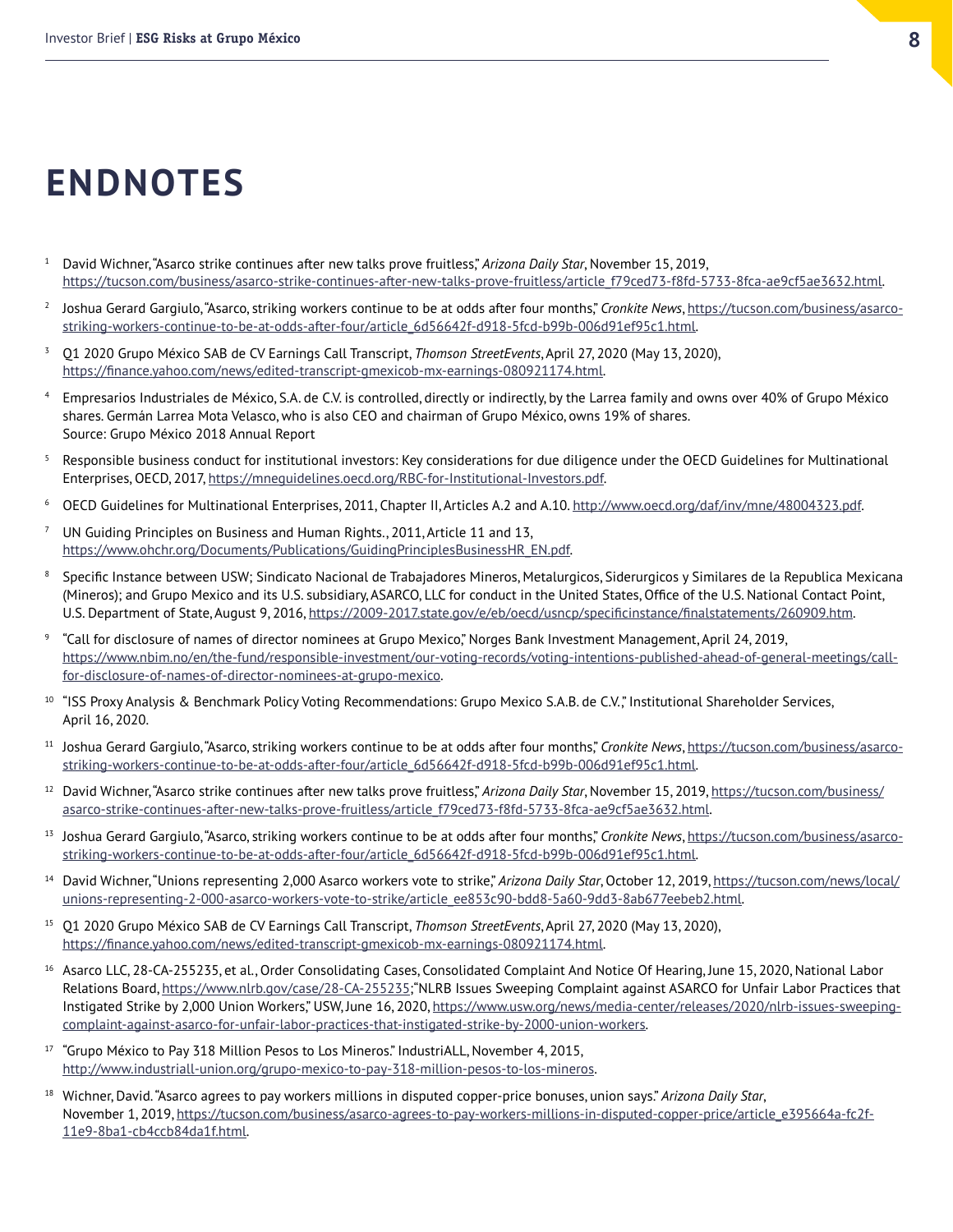# ENDNOTES

1. David Wichner, "Asarco strike continues after new talks prove fruitless," *Arizona Daily Star*, November 15, 2019, https://tucson.com/business/asarco-strike-continues-after-new-talks-prove-fruitless/article_f79ced73-f8fd-5733-8fca-ae9cf5ae3632.html.
2. Joshua Gerard Gargiulo, "Asarco, striking workers continue to be at odds after four months," *Cronkite News*, https://tucson.com/business/asarco-striking-workers-continue-to-be-at-odds-after-four/article_6d56642f-d918-5fcd-b99b-006d91ef95c1.html.
3. Q1 2020 Grupo México SAB de CV Earnings Call Transcript, *Thomson StreetEvents*, April 27, 2020 (May 13, 2020), https://finance.yahoo.com/news/edited-transcript-gmexicob-mx-earnings-080921174.html.
4. Empresarios Industriales de México, S.A. de C.V. is controlled, directly or indirectly, by the Larrea family and owns over 40% of Grupo México shares. Germán Larrea Mota Velasco, who is also CEO and chairman of Grupo México, owns 19% of shares.
   Source: Grupo México 2018 Annual Report
5. Responsible business conduct for institutional investors: Key considerations for due diligence under the OECD Guidelines for Multinational Enterprises, OECD, 2017, https://mneguidelines.oecd.org/RBC-for-Institutional-Investors.pdf.
6. OECD Guidelines for Multinational Enterprises, 2011, Chapter II, Articles A.2 and A.10. http://www.oecd.org/daf/inv/mne/48004323.pdf.
7. UN Guiding Principles on Business and Human Rights., 2011, Article 11 and 13, https://www.ohchr.org/Documents/Publications/GuidingPrinciplesBusinessHR_EN.pdf.
8. Specific Instance between USW; Sindicato Nacional de Trabajadores Mineros, Metalurgicos, Siderurgicos y Similares de la Republica Mexicana (Mineros); and Grupo Mexico and its U.S. subsidiary, ASARCO, LLC for conduct in the United States, Office of the U.S. National Contact Point, U.S. Department of State, August 9, 2016, https://2009-2017.state.gov/e/eb/oecd/usncp/specificinstance/finalstatements/260909.htm.
9. "Call for disclosure of names of director nominees at Grupo Mexico," Norges Bank Investment Management, April 24, 2019, https://www.nbim.no/en/the-fund/responsible-investment/our-voting-records/voting-intentions-published-ahead-of-general-meetings/call-for-disclosure-of-names-of-director-nominees-at-grupo-mexico.
10. "ISS Proxy Analysis & Benchmark Policy Voting Recommendations: Grupo Mexico S.A.B. de C.V.," Institutional Shareholder Services, April 16, 2020.
11. Joshua Gerard Gargiulo, "Asarco, striking workers continue to be at odds after four months," *Cronkite News*, https://tucson.com/business/asarco-striking-workers-continue-to-be-at-odds-after-four/article_6d56642f-d918-5fcd-b99b-006d91ef95c1.html.
12. David Wichner, "Asarco strike continues after new talks prove fruitless," *Arizona Daily Star*, November 15, 2019, https://tucson.com/business/asarco-strike-continues-after-new-talks-prove-fruitless/article_f79ced73-f8fd-5733-8fca-ae9cf5ae3632.html.
13. Joshua Gerard Gargiulo, "Asarco, striking workers continue to be at odds after four months," *Cronkite News*, https://tucson.com/business/asarco-striking-workers-continue-to-be-at-odds-after-four/article_6d56642f-d918-5fcd-b99b-006d91ef95c1.html.
14. David Wichner, "Unions representing 2,000 Asarco workers vote to strike," *Arizona Daily Star*, October 12, 2019, https://tucson.com/news/local/unions-representing-2-000-asarco-workers-vote-to-strike/article_ee853c90-bdd8-5a60-9dd3-8ab677eebeb2.html.
15. Q1 2020 Grupo México SAB de CV Earnings Call Transcript, *Thomson StreetEvents*, April 27, 2020 (May 13, 2020), https://finance.yahoo.com/news/edited-transcript-gmexicob-mx-earnings-080921174.html.
16. Asarco LLC, 28-CA-255235, et al., Order Consolidating Cases, Consolidated Complaint And Notice Of Hearing, June 15, 2020, National Labor Relations Board, https://www.nlrb.gov/case/28-CA-255235; "NLRB Issues Sweeping Complaint against ASARCO for Unfair Labor Practices that Instigated Strike by 2,000 Union Workers," USW, June 16, 2020, https://www.usw.org/news/media-center/releases/2020/nlrb-issues-sweeping-complaint-against-asarco-for-unfair-labor-practices-that-instigated-strike-by-2000-union-workers.
17. "Grupo México to Pay 318 Million Pesos to Los Mineros." IndustriALL, November 4, 2015, http://www.industriall-union.org/grupo-mexico-to-pay-318-million-pesos-to-los-mineros.
18. Wichner, David. "Asarco agrees to pay workers millions in disputed copper-price bonuses, union says." *Arizona Daily Star*, November 1, 2019, https://tucson.com/business/asarco-agrees-to-pay-workers-millions-in-disputed-copper-price/article_e395664a-fc2f-11e9-8ba1-cb4ccb84da1f.html.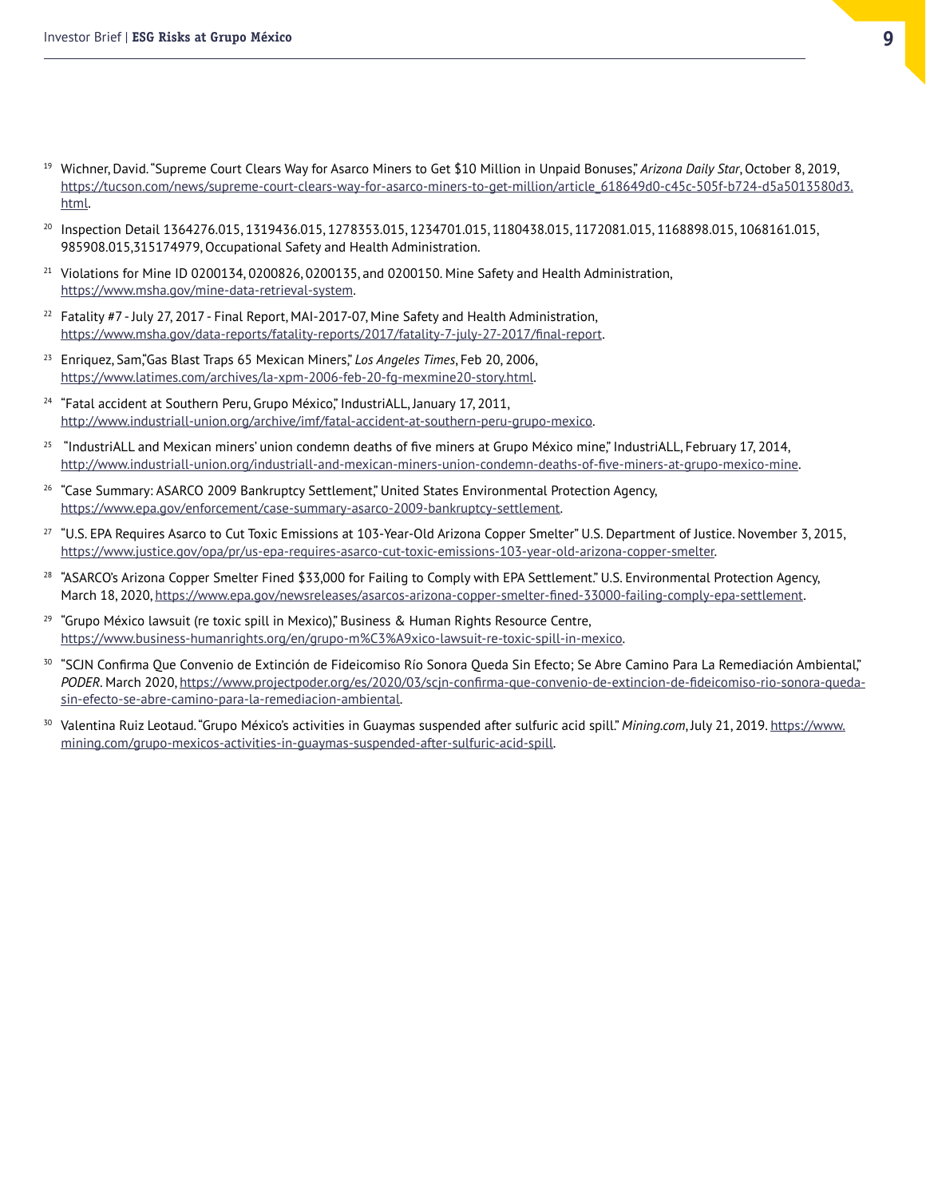[19] Wichner, David. "Supreme Court Clears Way for Asarco Miners to Get $10 Million in Unpaid Bonuses," *Arizona Daily Star*, October 8, 2019, https://tucson.com/news/supreme-court-clears-way-for-asarco-miners-to-get-million/article_618649d0-c45c-505f-b724-d5a5013580d3.html.

[20] Inspection Detail 1364276.015, 1319436.015, 1278353.015, 1234701.015, 1180438.015, 1172081.015, 1168898.015, 1068161.015, 985908.015,315174979, Occupational Safety and Health Administration.

[21] Violations for Mine ID 0200134, 0200826, 0200135, and 0200150. Mine Safety and Health Administration, https://www.msha.gov/mine-data-retrieval-system.

[22] Fatality #7 - July 27, 2017 - Final Report, MAI-2017-07, Mine Safety and Health Administration, https://www.msha.gov/data-reports/fatality-reports/2017/fatality-7-july-27-2017/final-report.

[23] Enriquez, Sam,"Gas Blast Traps 65 Mexican Miners," *Los Angeles Times*, Feb 20, 2006, https://www.latimes.com/archives/la-xpm-2006-feb-20-fg-mexmine20-story.html.

[24] "Fatal accident at Southern Peru, Grupo México," IndustriALL, January 17, 2011, http://www.industriall-union.org/archive/imf/fatal-accident-at-southern-peru-grupo-mexico.

[25] "IndustriALL and Mexican miners' union condemn deaths of five miners at Grupo México mine," IndustriALL, February 17, 2014, http://www.industriall-union.org/industriall-and-mexican-miners-union-condemn-deaths-of-five-miners-at-grupo-mexico-mine.

[26] "Case Summary: ASARCO 2009 Bankruptcy Settlement," United States Environmental Protection Agency, https://www.epa.gov/enforcement/case-summary-asarco-2009-bankruptcy-settlement.

[27] "U.S. EPA Requires Asarco to Cut Toxic Emissions at 103-Year-Old Arizona Copper Smelter" U.S. Department of Justice. November 3, 2015, https://www.justice.gov/opa/pr/us-epa-requires-asarco-cut-toxic-emissions-103-year-old-arizona-copper-smelter.

[28] "ASARCO's Arizona Copper Smelter Fined $33,000 for Failing to Comply with EPA Settlement." U.S. Environmental Protection Agency, March 18, 2020, https://www.epa.gov/newsreleases/asarcos-arizona-copper-smelter-fined-33000-failing-comply-epa-settlement.

[29] "Grupo México lawsuit (re toxic spill in Mexico)," Business & Human Rights Resource Centre, https://www.business-humanrights.org/en/grupo-m%C3%A9xico-lawsuit-re-toxic-spill-in-mexico.

[30] "SCJN Confirma Que Convenio de Extinción de Fideicomiso Río Sonora Queda Sin Efecto; Se Abre Camino Para La Remediación Ambiental," *PODER*. March 2020, https://www.projectpoder.org/es/2020/03/scjn-confirma-que-convenio-de-extincion-de-fideicomiso-rio-sonora-queda-sin-efecto-se-abre-camino-para-la-remediacion-ambiental.

[30] Valentina Ruiz Leotaud. "Grupo México's activities in Guaymas suspended after sulfuric acid spill." *Mining.com*, July 21, 2019. https://www.mining.com/grupo-mexicos-activities-in-guaymas-suspended-after-sulfuric-acid-spill.